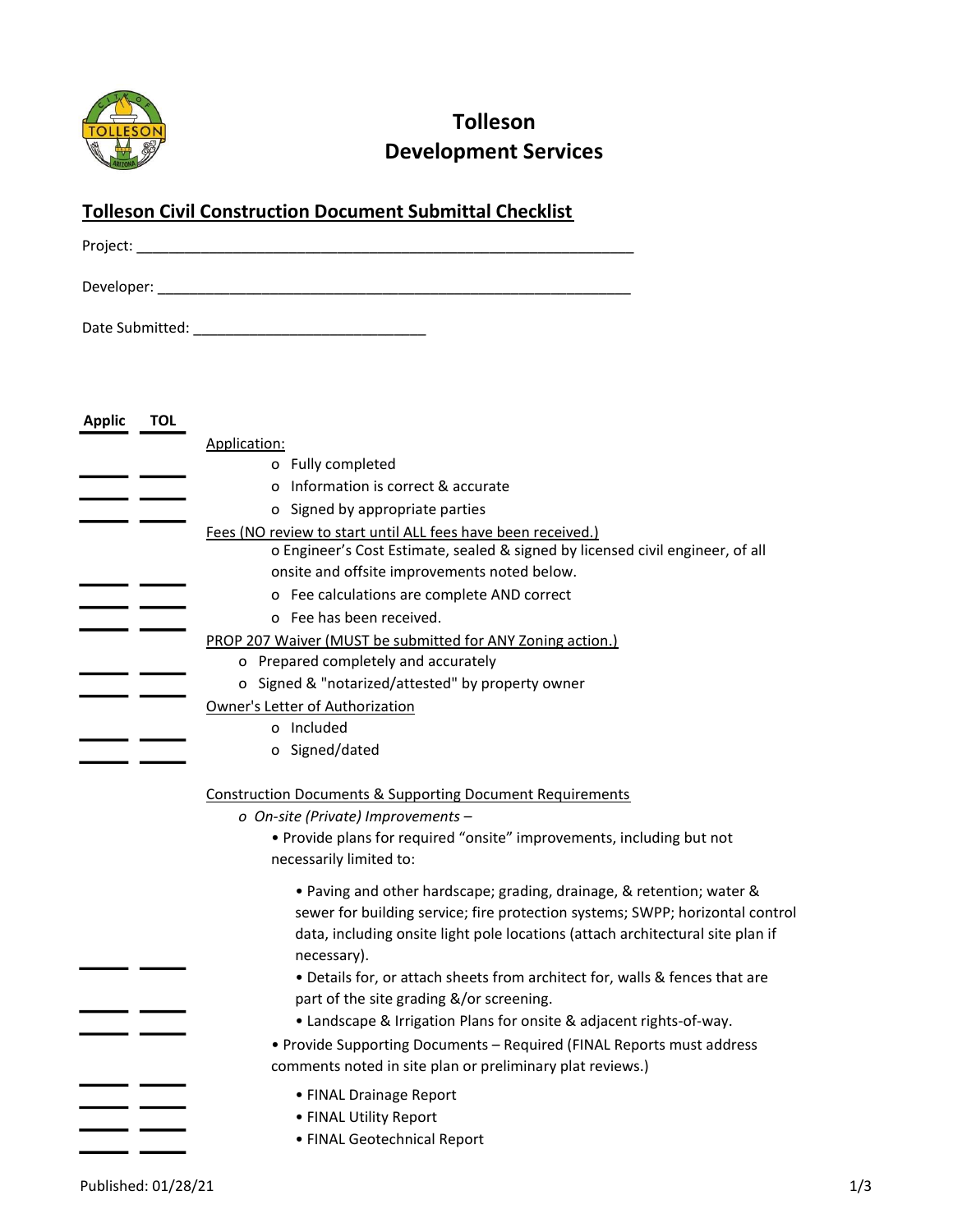# Tolleson
# Development Services

## Tolleson Civil Construction Document Submittal Checklist

Project: ______________________________________________________________

Developer: ____________________________________________________________

Date Submitted: _____________________________

| Applic | TOL | |
|---|---|---|
| | | Application: |
| ____ | ____ | o Fully completed |
| ____ | ____ | o Information is correct & accurate |
| ____ | ____ | o Signed by appropriate parties |
| | | Fees (NO review to start until ALL fees have been received.) |
| ____ | ____ | o Engineer's Cost Estimate, sealed & signed by licensed civil engineer, of all onsite and offsite improvements noted below. |
| ____ | ____ | o Fee calculations are complete AND correct |
| ____ | ____ | o Fee has been received. |
| | | PROP 207 Waiver (MUST be submitted for ANY Zoning action.) |
| ____ | ____ | o Prepared completely and accurately |
| ____ | ____ | o Signed & "notarized/attested" by property owner |
| | | Owner's Letter of Authorization |
| ____ | ____ | o Included |
| ____ | ____ | o Signed/dated |
| | | Construction Documents & Supporting Document Requirements |
| | | *o On-site (Private) Improvements –* |
| | | • Provide plans for required "onsite" improvements, including but not necessarily limited to: |
| ____ | ____ | • Paving and other hardscape; grading, drainage, & retention; water & sewer for building service; fire protection systems; SWPP; horizontal control data, including onsite light pole locations (attach architectural site plan if necessary). |
| ____ | ____ | • Details for, or attach sheets from architect for, walls & fences that are part of the site grading &/or screening. |
| ____ | ____ | • Landscape & Irrigation Plans for onsite & adjacent rights-of-way. |
| | | • Provide Supporting Documents – Required (FINAL Reports must address comments noted in site plan or preliminary plat reviews.) |
| ____ | ____ | • FINAL Drainage Report |
| ____ | ____ | • FINAL Utility Report |
| ____ | ____ | • FINAL Geotechnical Report |

Published: 01/28/21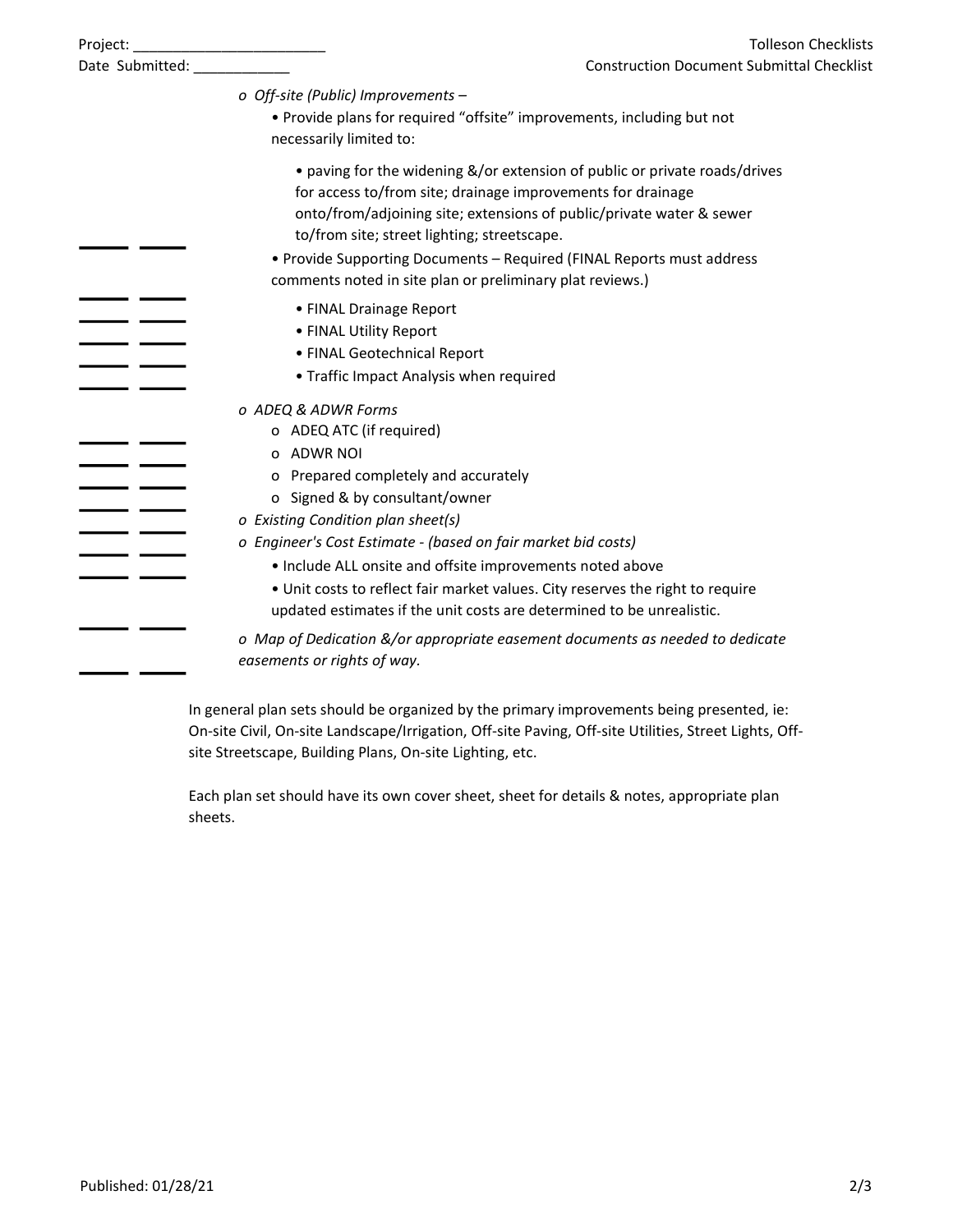- *Off-site (Public) Improvements –*
  - Provide plans for required "offsite" improvements, including but not necessarily limited to:
    - paving for the widening &/or extension of public or private roads/drives for access to/from site; drainage improvements for drainage onto/from/adjoining site; extensions of public/private water & sewer to/from site; street lighting; streetscape.
  - Provide Supporting Documents – Required (FINAL Reports must address comments noted in site plan or preliminary plat reviews.)
    - FINAL Drainage Report
    - FINAL Utility Report
    - FINAL Geotechnical Report
    - Traffic Impact Analysis when required
- *ADEQ & ADWR Forms*
  - ADEQ ATC (if required)
  - ADWR NOI
  - Prepared completely and accurately
  - Signed & by consultant/owner
- *Existing Condition plan sheet(s)*
- *Engineer's Cost Estimate - (based on fair market bid costs)*
  - Include ALL onsite and offsite improvements noted above
  - Unit costs to reflect fair market values. City reserves the right to require updated estimates if the unit costs are determined to be unrealistic.
- *Map of Dedication &/or appropriate easement documents as needed to dedicate easements or rights of way.*

In general plan sets should be organized by the primary improvements being presented, ie: On-site Civil, On-site Landscape/Irrigation, Off-site Paving, Off-site Utilities, Street Lights, Off-site Streetscape, Building Plans, On-site Lighting, etc.

Each plan set should have its own cover sheet, sheet for details & notes, appropriate plan sheets.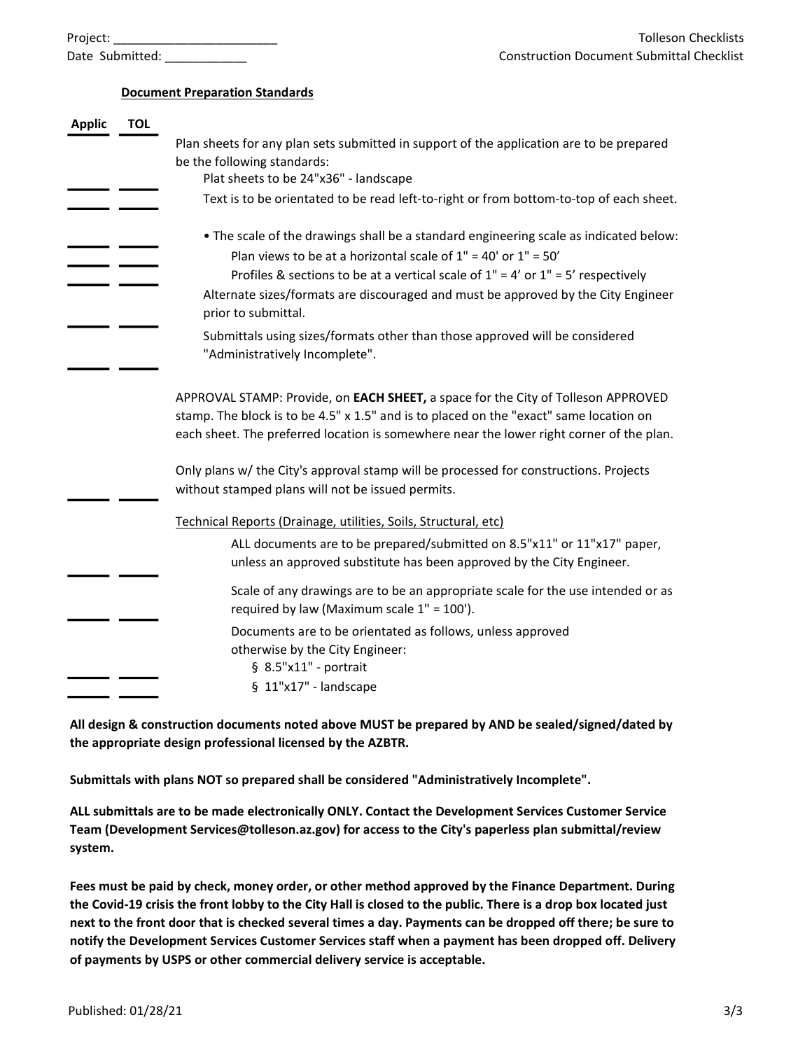Project: ________________________
Date Submitted: ____________

Tolleson Checklists
Construction Document Submittal Checklist

**Document Preparation Standards**

| Applic | TOL | |
|---|---|---|
| | | Plan sheets for any plan sets submitted in support of the application are to be prepared be the following standards: |
| ____ | ____ | Plat sheets to be 24"x36" - landscape |
| ____ | ____ | Text is to be orientated to be read left-to-right or from bottom-to-top of each sheet. |
| ____ | ____ | • The scale of the drawings shall be a standard engineering scale as indicated below: |
| ____ | ____ | Plan views to be at a horizontal scale of 1" = 40' or 1" = 50' |
| ____ | ____ | Profiles & sections to be at a vertical scale of 1" = 4' or 1" = 5' respectively |
| ____ | ____ | Alternate sizes/formats are discouraged and must be approved by the City Engineer prior to submittal. |
| ____ | ____ | Submittals using sizes/formats other than those approved will be considered "Administratively Incomplete". |
| ____ | ____ | APPROVAL STAMP: Provide, on **EACH SHEET,** a space for the City of Tolleson APPROVED stamp. The block is to be 4.5" x 1.5" and is to placed on the "exact" same location on each sheet. The preferred location is somewhere near the lower right corner of the plan. Only plans w/ the City's approval stamp will be processed for constructions. Projects without stamped plans will not be issued permits. |
| | | Technical Reports (Drainage, utilities, Soils, Structural, etc) |
| ____ | ____ | ALL documents are to be prepared/submitted on 8.5"x11" or 11"x17" paper, unless an approved substitute has been approved by the City Engineer. |
| ____ | ____ | Scale of any drawings are to be an appropriate scale for the use intended or as required by law (Maximum scale 1" = 100'). |
| | | Documents are to be orientated as follows, unless approved otherwise by the City Engineer: |
| ____ | ____ | § 8.5"x11" - portrait |
| ____ | ____ | § 11"x17" - landscape |

**All design & construction documents noted above MUST be prepared by AND be sealed/signed/dated by the appropriate design professional licensed by the AZBTR.**

**Submittals with plans NOT so prepared shall be considered "Administratively Incomplete".**

**ALL submittals are to be made electronically ONLY. Contact the Development Services Customer Service Team (Development Services@tolleson.az.gov) for access to the City's paperless plan submittal/review system.**

**Fees must be paid by check, money order, or other method approved by the Finance Department. During the Covid-19 crisis the front lobby to the City Hall is closed to the public. There is a drop box located just next to the front door that is checked several times a day. Payments can be dropped off there; be sure to notify the Development Services Customer Services staff when a payment has been dropped off. Delivery of payments by USPS or other commercial delivery service is acceptable.**

Published: 01/28/21